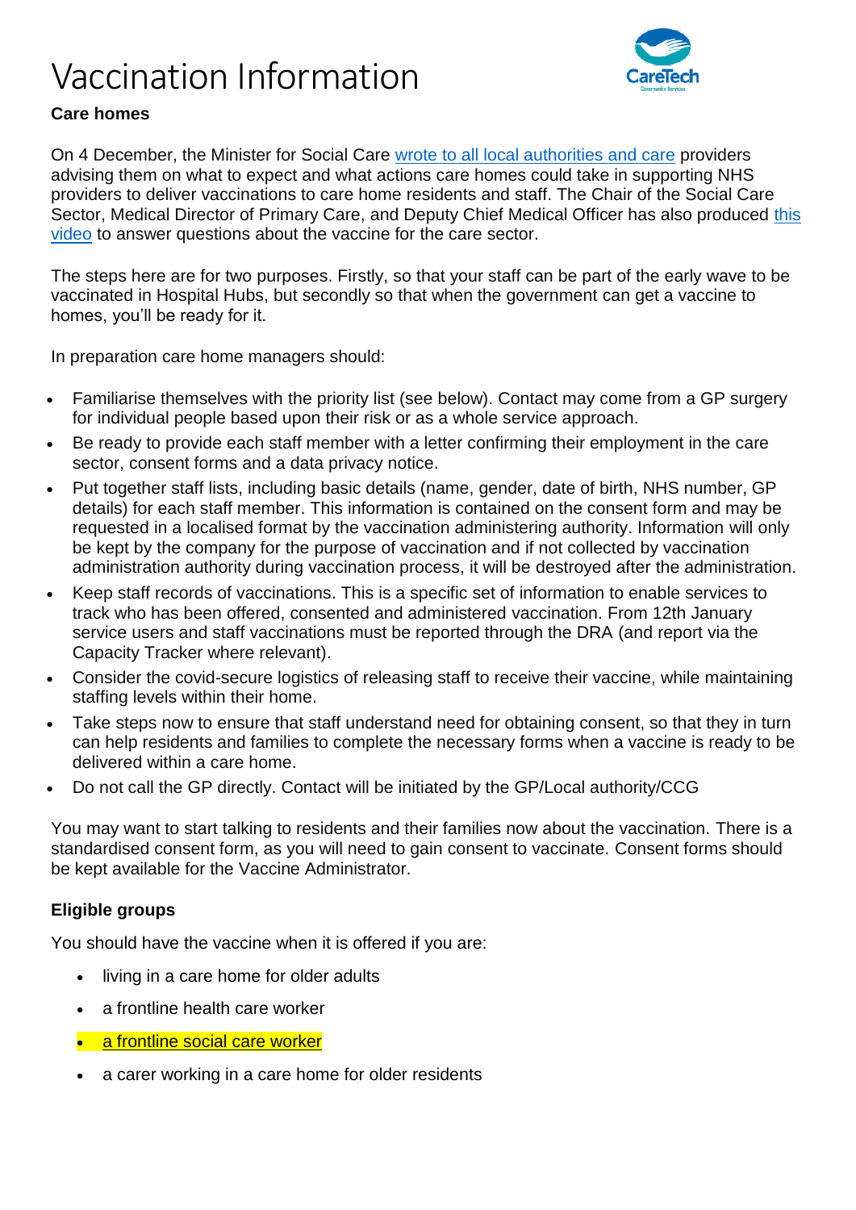# Vaccination Information

**Care homes**

On 4 December, the Minister for Social Care wrote to all local authorities and care providers advising them on what to expect and what actions care homes could take in supporting NHS providers to deliver vaccinations to care home residents and staff. The Chair of the Social Care Sector, Medical Director of Primary Care, and Deputy Chief Medical Officer has also produced this video to answer questions about the vaccine for the care sector.

The steps here are for two purposes. Firstly, so that your staff can be part of the early wave to be vaccinated in Hospital Hubs, but secondly so that when the government can get a vaccine to homes, you'll be ready for it.

In preparation care home managers should:

- Familiarise themselves with the priority list (see below). Contact may come from a GP surgery for individual people based upon their risk or as a whole service approach.
- Be ready to provide each staff member with a letter confirming their employment in the care sector, consent forms and a data privacy notice.
- Put together staff lists, including basic details (name, gender, date of birth, NHS number, GP details) for each staff member. This information is contained on the consent form and may be requested in a localised format by the vaccination administering authority. Information will only be kept by the company for the purpose of vaccination and if not collected by vaccination administration authority during vaccination process, it will be destroyed after the administration.
- Keep staff records of vaccinations. This is a specific set of information to enable services to track who has been offered, consented and administered vaccination. From 12th January service users and staff vaccinations must be reported through the DRA (and report via the Capacity Tracker where relevant).
- Consider the covid-secure logistics of releasing staff to receive their vaccine, while maintaining staffing levels within their home.
- Take steps now to ensure that staff understand need for obtaining consent, so that they in turn can help residents and families to complete the necessary forms when a vaccine is ready to be delivered within a care home.
- Do not call the GP directly. Contact will be initiated by the GP/Local authority/CCG

You may want to start talking to residents and their families now about the vaccination. There is a standardised consent form, as you will need to gain consent to vaccinate. Consent forms should be kept available for the Vaccine Administrator.

**Eligible groups**

You should have the vaccine when it is offered if you are:

- living in a care home for older adults
- a frontline health care worker
- a frontline social care worker
- a carer working in a care home for older residents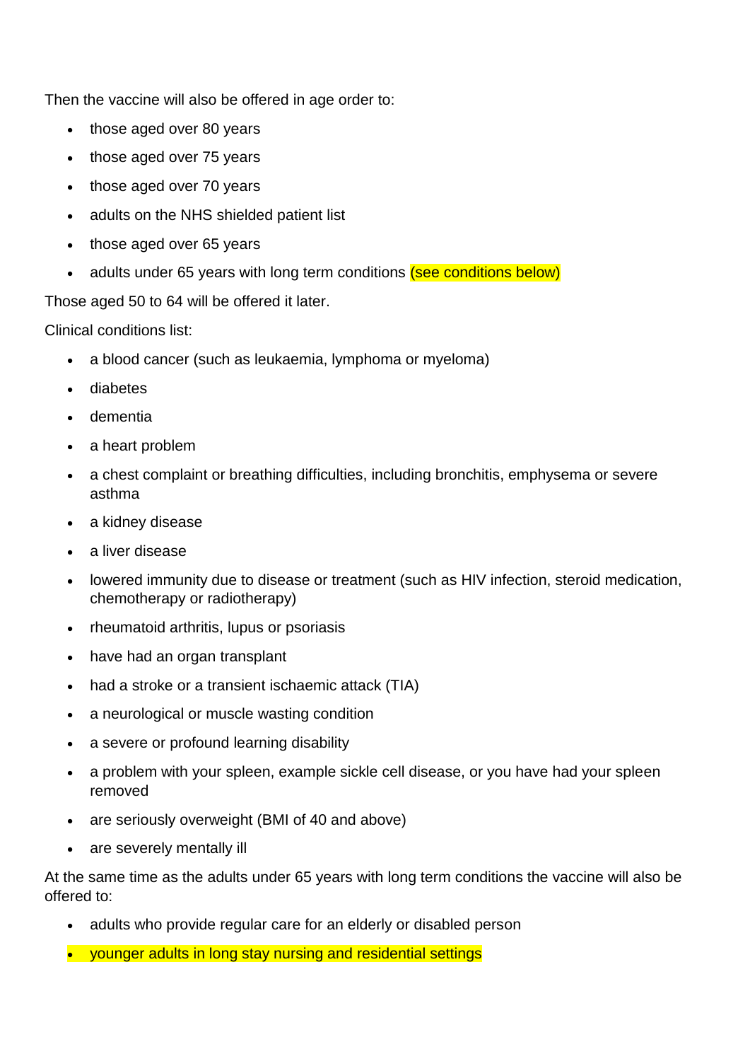Then the vaccine will also be offered in age order to:

- those aged over 80 years
- those aged over 75 years
- those aged over 70 years
- adults on the NHS shielded patient list
- those aged over 65 years
- adults under 65 years with long term conditions (see conditions below)

Those aged 50 to 64 will be offered it later.

Clinical conditions list:

- a blood cancer (such as leukaemia, lymphoma or myeloma)
- diabetes
- dementia
- a heart problem
- a chest complaint or breathing difficulties, including bronchitis, emphysema or severe asthma
- a kidney disease
- a liver disease
- lowered immunity due to disease or treatment (such as HIV infection, steroid medication, chemotherapy or radiotherapy)
- rheumatoid arthritis, lupus or psoriasis
- have had an organ transplant
- had a stroke or a transient ischaemic attack (TIA)
- a neurological or muscle wasting condition
- a severe or profound learning disability
- a problem with your spleen, example sickle cell disease, or you have had your spleen removed
- are seriously overweight (BMI of 40 and above)
- are severely mentally ill

At the same time as the adults under 65 years with long term conditions the vaccine will also be offered to:

- adults who provide regular care for an elderly or disabled person
- younger adults in long stay nursing and residential settings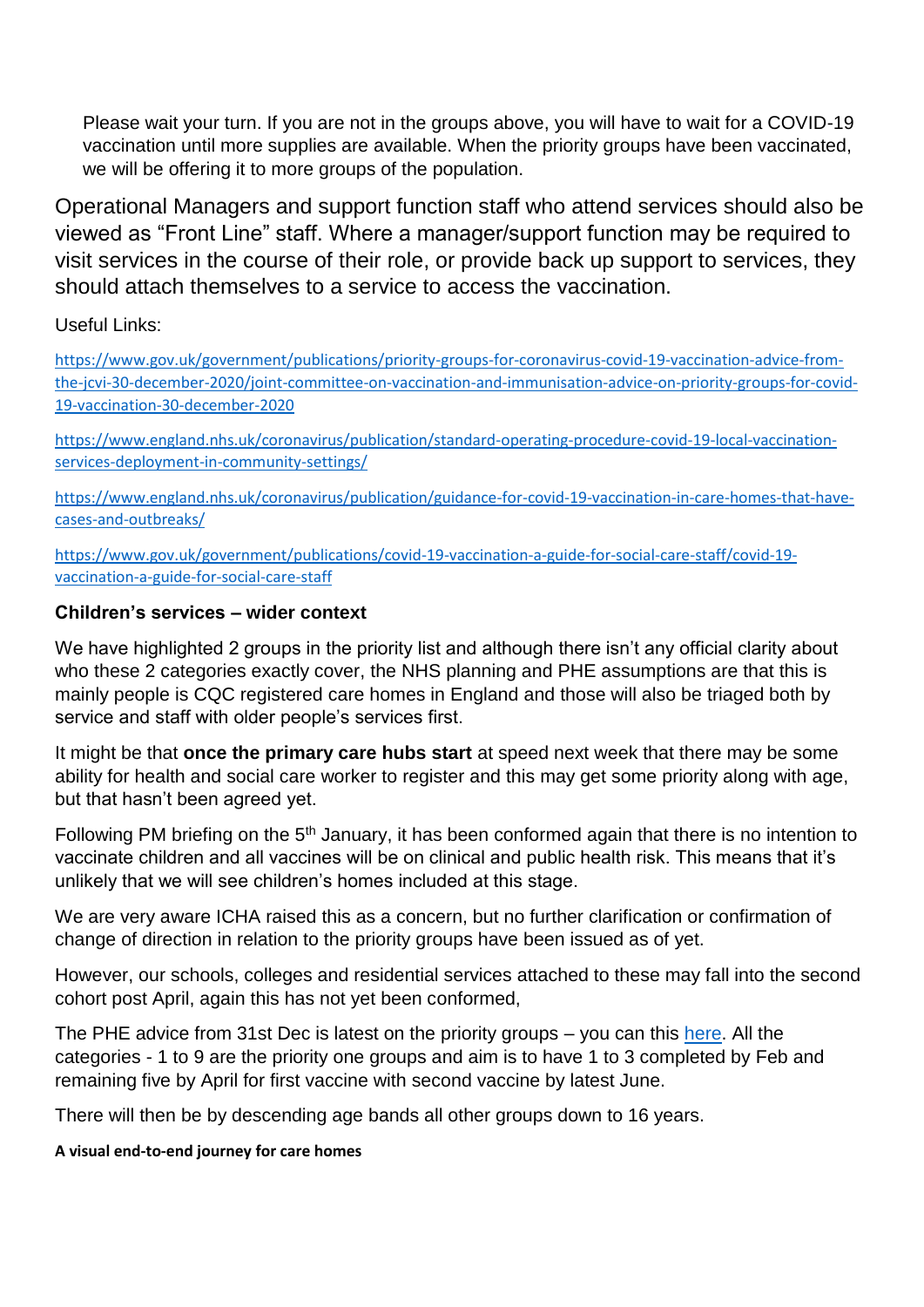Please wait your turn. If you are not in the groups above, you will have to wait for a COVID-19 vaccination until more supplies are available. When the priority groups have been vaccinated, we will be offering it to more groups of the population.

Operational Managers and support function staff who attend services should also be viewed as "Front Line" staff. Where a manager/support function may be required to visit services in the course of their role, or provide back up support to services, they should attach themselves to a service to access the vaccination.

Useful Links:

https://www.gov.uk/government/publications/priority-groups-for-coronavirus-covid-19-vaccination-advice-from-the-jcvi-30-december-2020/joint-committee-on-vaccination-and-immunisation-advice-on-priority-groups-for-covid-19-vaccination-30-december-2020

https://www.england.nhs.uk/coronavirus/publication/standard-operating-procedure-covid-19-local-vaccination-services-deployment-in-community-settings/

https://www.england.nhs.uk/coronavirus/publication/guidance-for-covid-19-vaccination-in-care-homes-that-have-cases-and-outbreaks/

https://www.gov.uk/government/publications/covid-19-vaccination-a-guide-for-social-care-staff/covid-19-vaccination-a-guide-for-social-care-staff

**Children's services – wider context**

We have highlighted 2 groups in the priority list and although there isn't any official clarity about who these 2 categories exactly cover, the NHS planning and PHE assumptions are that this is mainly people is CQC registered care homes in England and those will also be triaged both by service and staff with older people's services first.

It might be that **once the primary care hubs start** at speed next week that there may be some ability for health and social care worker to register and this may get some priority along with age, but that hasn't been agreed yet.

Following PM briefing on the 5th January, it has been conformed again that there is no intention to vaccinate children and all vaccines will be on clinical and public health risk. This means that it's unlikely that we will see children's homes included at this stage.

We are very aware ICHA raised this as a concern, but no further clarification or confirmation of change of direction in relation to the priority groups have been issued as of yet.

However, our schools, colleges and residential services attached to these may fall into the second cohort post April, again this has not yet been conformed,

The PHE advice from 31st Dec is latest on the priority groups – you can this here. All the categories - 1 to 9 are the priority one groups and aim is to have 1 to 3 completed by Feb and remaining five by April for first vaccine with second vaccine by latest June.

There will then be by descending age bands all other groups down to 16 years.

**A visual end-to-end journey for care homes**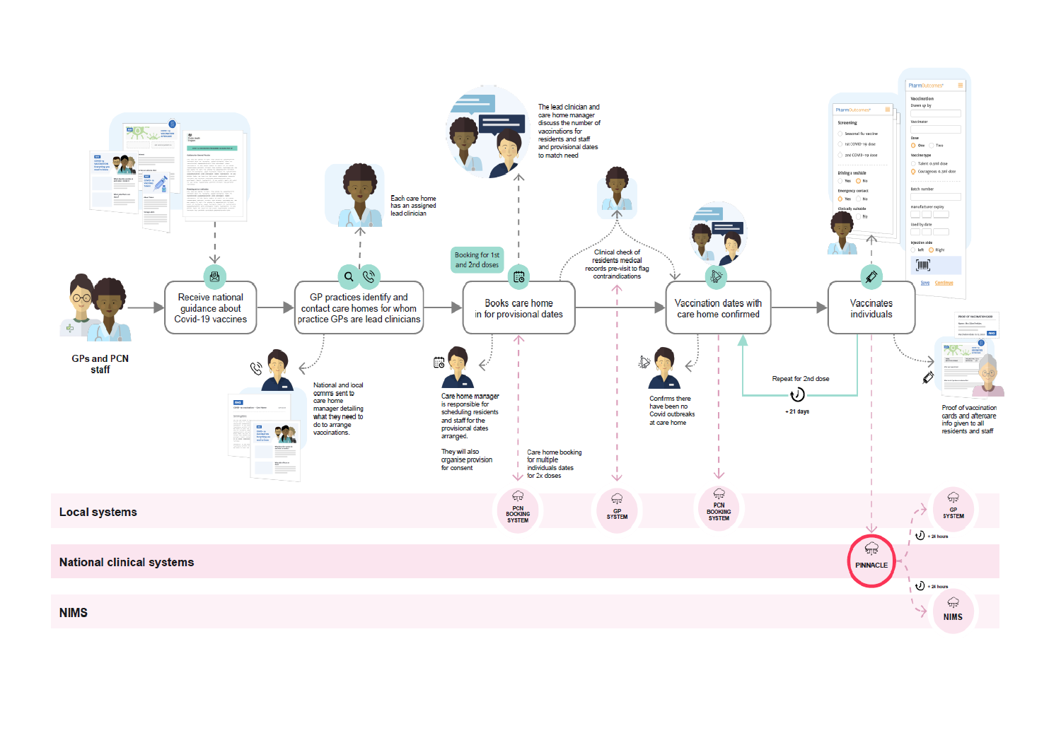GPs and PCN staff

Receive national guidance about Covid-19 vaccines

GP practices identify and contact care homes for whom practice GPs are lead clinicians

Each care home has an assigned lead clinician

National and local comms sent to care home manager detailing what they need to do to arrange vaccinations.

Books care home in for provisional dates

Booking for 1st and 2nd doses

The lead clinician and care home manager discuss the number of vaccinations for residents and staff and provisional dates to match need

Care home manager is responsible for scheduling residents and staff for the provisional dates arranged.

They will also organise provision for consent

Care home booking for multiple individuals dates for 2x doses

Clinical check of residents medical records pre-visit to flag contraindications

Vaccination dates with care home confirmed

Confirms there have been no Covid outbreaks at care home

Repeat for 2nd dose

+ 21 days

Vaccinates individuals

Proof of vaccination cards and aftercare info given to all residents and staff

Local systems

PCN BOOKING SYSTEM

GP SYSTEM

PCN BOOKING SYSTEM

GP SYSTEM

National clinical systems

PINNACLE

+ 24 hours

+ 24 hours

NIMS

NIMS